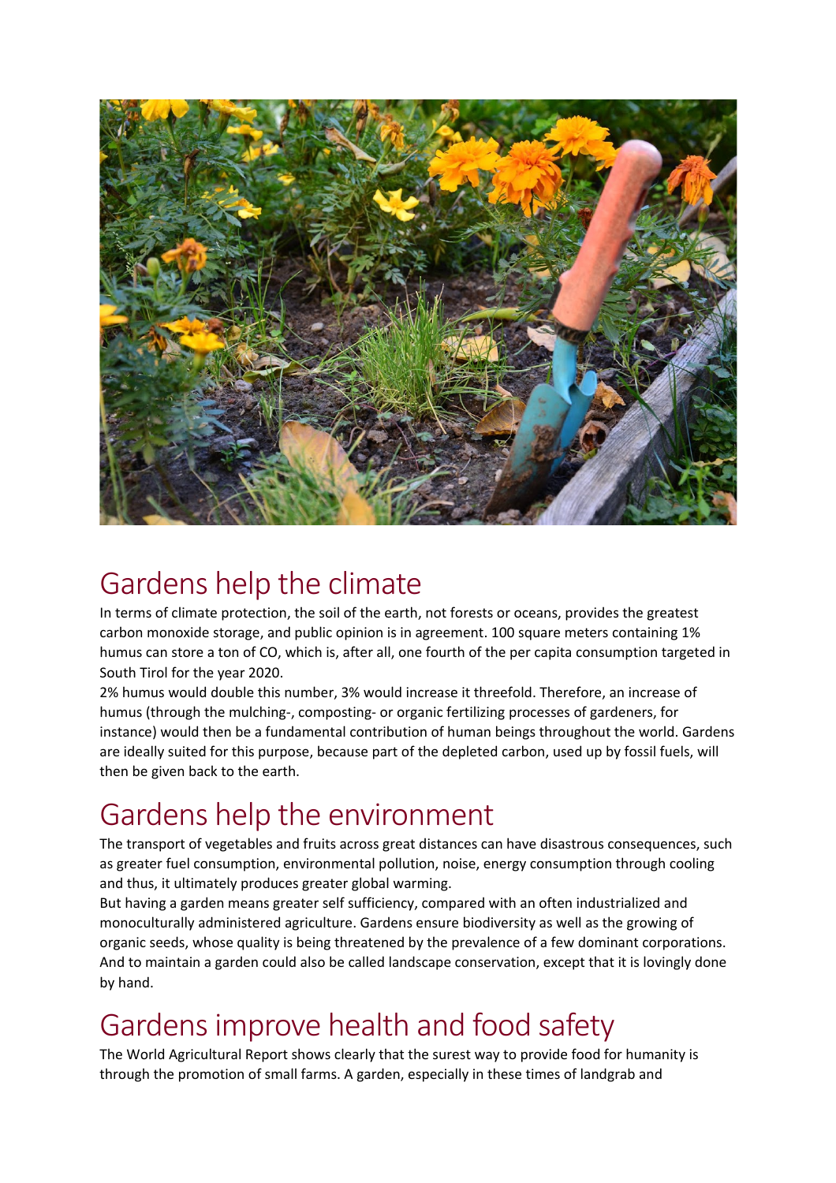# Gardens help the climate

In terms of climate protection, the soil of the earth, not forests or oceans, provides the greatest carbon monoxide storage, and public opinion is in agreement. 100 square meters containing 1% humus can store a ton of CO, which is, after all, one fourth of the per capita consumption targeted in South Tirol for the year 2020.

2% humus would double this number, 3% would increase it threefold. Therefore, an increase of humus (through the mulching-, composting- or organic fertilizing processes of gardeners, for instance) would then be a fundamental contribution of human beings throughout the world. Gardens are ideally suited for this purpose, because part of the depleted carbon, used up by fossil fuels, will then be given back to the earth.

# Gardens help the environment

The transport of vegetables and fruits across great distances can have disastrous consequences, such as greater fuel consumption, environmental pollution, noise, energy consumption through cooling and thus, it ultimately produces greater global warming.

But having a garden means greater self sufficiency, compared with an often industrialized and monoculturally administered agriculture. Gardens ensure biodiversity as well as the growing of organic seeds, whose quality is being threatened by the prevalence of a few dominant corporations. And to maintain a garden could also be called landscape conservation, except that it is lovingly done by hand.

# Gardens improve health and food safety

The World Agricultural Report shows clearly that the surest way to provide food for humanity is through the promotion of small farms. A garden, especially in these times of landgrab and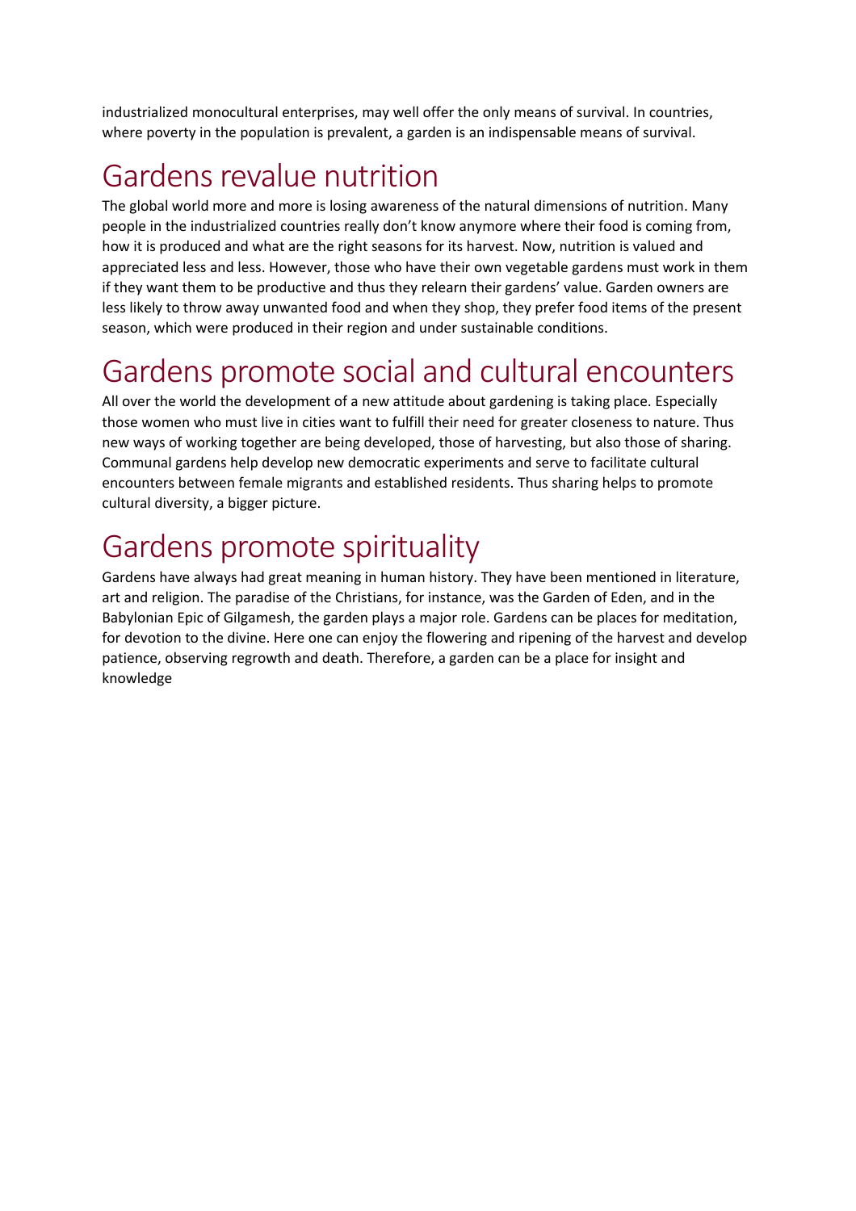industrialized monocultural enterprises, may well offer the only means of survival. In countries, where poverty in the population is prevalent, a garden is an indispensable means of survival.

## Gardens revalue nutrition

The global world more and more is losing awareness of the natural dimensions of nutrition. Many people in the industrialized countries really don't know anymore where their food is coming from, how it is produced and what are the right seasons for its harvest. Now, nutrition is valued and appreciated less and less. However, those who have their own vegetable gardens must work in them if they want them to be productive and thus they relearn their gardens' value. Garden owners are less likely to throw away unwanted food and when they shop, they prefer food items of the present season, which were produced in their region and under sustainable conditions.

## Gardens promote social and cultural encounters

All over the world the development of a new attitude about gardening is taking place. Especially those women who must live in cities want to fulfill their need for greater closeness to nature. Thus new ways of working together are being developed, those of harvesting, but also those of sharing. Communal gardens help develop new democratic experiments and serve to facilitate cultural encounters between female migrants and established residents. Thus sharing helps to promote cultural diversity, a bigger picture.

## Gardens promote spirituality

Gardens have always had great meaning in human history. They have been mentioned in literature, art and religion. The paradise of the Christians, for instance, was the Garden of Eden, and in the Babylonian Epic of Gilgamesh, the garden plays a major role. Gardens can be places for meditation, for devotion to the divine. Here one can enjoy the flowering and ripening of the harvest and develop patience, observing regrowth and death. Therefore, a garden can be a place for insight and knowledge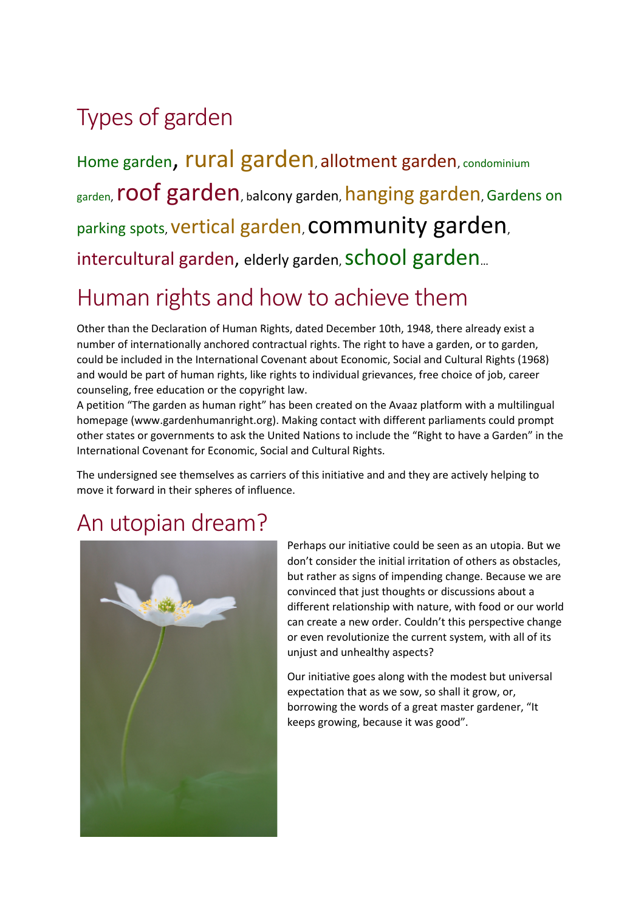# Types of garden

Home garden, rural garden, allotment garden, condominium garden, roof garden, balcony garden, hanging garden, Gardens on parking spots, vertical garden, community garden, intercultural garden, elderly garden, school garden...

# Human rights and how to achieve them

Other than the Declaration of Human Rights, dated December 10th, 1948, there already exist a number of internationally anchored contractual rights. The right to have a garden, or to garden, could be included in the International Covenant about Economic, Social and Cultural Rights (1968) and would be part of human rights, like rights to individual grievances, free choice of job, career counseling, free education or the copyright law.
A petition "The garden as human right" has been created on the Avaaz platform with a multilingual homepage (www.gardenhumanright.org). Making contact with different parliaments could prompt other states or governments to ask the United Nations to include the "Right to have a Garden" in the International Covenant for Economic, Social and Cultural Rights.

The undersigned see themselves as carriers of this initiative and and they are actively helping to move it forward in their spheres of influence.

# An utopian dream?

Perhaps our initiative could be seen as an utopia. But we don't consider the initial irritation of others as obstacles, but rather as signs of impending change. Because we are convinced that just thoughts or discussions about a different relationship with nature, with food or our world can create a new order. Couldn't this perspective change or even revolutionize the current system, with all of its unjust and unhealthy aspects?

Our initiative goes along with the modest but universal expectation that as we sow, so shall it grow, or, borrowing the words of a great master gardener, "It keeps growing, because it was good".